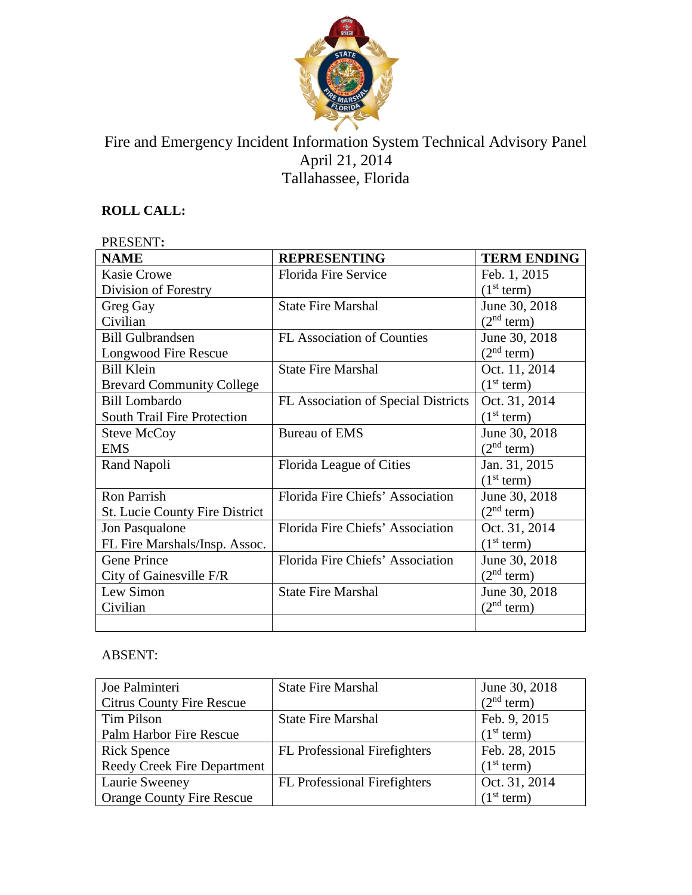# Fire and Emergency Incident Information System Technical Advisory Panel
April 21, 2014
Tallahassee, Florida

## ROLL CALL:

PRESENT**:**

| NAME | REPRESENTING | TERM ENDING |
|---|---|---|
| Kasie Crowe<br>Division of Forestry | Florida Fire Service | Feb. 1, 2015<br>(1st term) |
| Greg Gay<br>Civilian | State Fire Marshal | June 30, 2018<br>(2nd term) |
| Bill Gulbrandsen<br>Longwood Fire Rescue | FL Association of Counties | June 30, 2018<br>(2nd term) |
| Bill Klein<br>Brevard Community College | State Fire Marshal | Oct. 11, 2014<br>(1st term) |
| Bill Lombardo<br>South Trail Fire Protection | FL Association of Special Districts | Oct. 31, 2014<br>(1st term) |
| Steve McCoy<br>EMS | Bureau of EMS | June 30, 2018<br>(2nd term) |
| Rand Napoli | Florida League of Cities | Jan. 31, 2015<br>(1st term) |
| Ron Parrish<br>St. Lucie County Fire District | Florida Fire Chiefs' Association | June 30, 2018<br>(2nd term) |
| Jon Pasqualone<br>FL Fire Marshals/Insp. Assoc. | Florida Fire Chiefs' Association | Oct. 31, 2014<br>(1st term) |
| Gene Prince<br>City of Gainesville F/R | Florida Fire Chiefs' Association | June 30, 2018<br>(2nd term) |
| Lew Simon<br>Civilian | State Fire Marshal | June 30, 2018<br>(2nd term) |
| | | |

ABSENT:

| NAME | REPRESENTING | TERM ENDING |
|---|---|---|
| Joe Palminteri<br>Citrus County Fire Rescue | State Fire Marshal | June 30, 2018<br>(2nd term) |
| Tim Pilson<br>Palm Harbor Fire Rescue | State Fire Marshal | Feb. 9, 2015<br>(1st term) |
| Rick Spence<br>Reedy Creek Fire Department | FL Professional Firefighters | Feb. 28, 2015<br>(1st term) |
| Laurie Sweeney<br>Orange County Fire Rescue | FL Professional Firefighters | Oct. 31, 2014<br>(1st term) |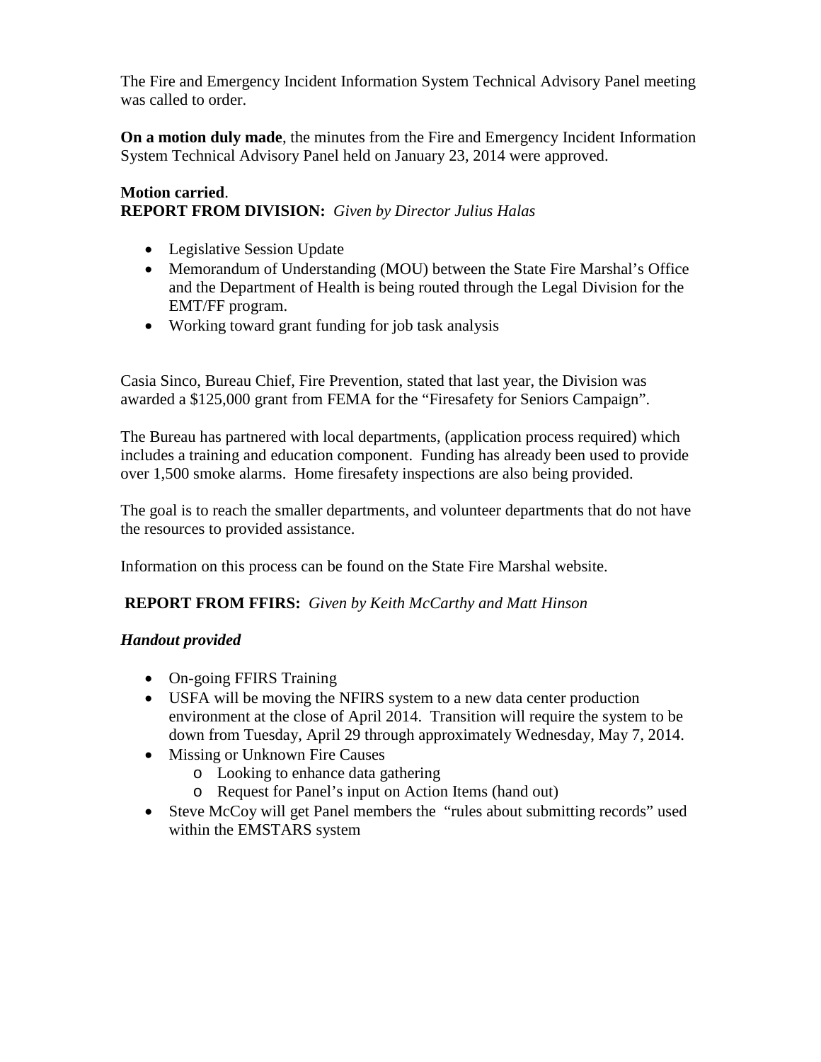The Fire and Emergency Incident Information System Technical Advisory Panel meeting was called to order.

**On a motion duly made**, the minutes from the Fire and Emergency Incident Information System Technical Advisory Panel held on January 23, 2014 were approved.

**Motion carried**.

**REPORT FROM DIVISION:** *Given by Director Julius Halas*

- Legislative Session Update
- Memorandum of Understanding (MOU) between the State Fire Marshal's Office and the Department of Health is being routed through the Legal Division for the EMT/FF program.
- Working toward grant funding for job task analysis

Casia Sinco, Bureau Chief, Fire Prevention, stated that last year, the Division was awarded a $125,000 grant from FEMA for the "Firesafety for Seniors Campaign".

The Bureau has partnered with local departments, (application process required) which includes a training and education component. Funding has already been used to provide over 1,500 smoke alarms. Home firesafety inspections are also being provided.

The goal is to reach the smaller departments, and volunteer departments that do not have the resources to provided assistance.

Information on this process can be found on the State Fire Marshal website.

**REPORT FROM FFIRS:** *Given by Keith McCarthy and Matt Hinson*

***Handout provided***

- On-going FFIRS Training
- USFA will be moving the NFIRS system to a new data center production environment at the close of April 2014. Transition will require the system to be down from Tuesday, April 29 through approximately Wednesday, May 7, 2014.
- Missing or Unknown Fire Causes
    - Looking to enhance data gathering
    - Request for Panel's input on Action Items (hand out)
- Steve McCoy will get Panel members the "rules about submitting records" used within the EMSTARS system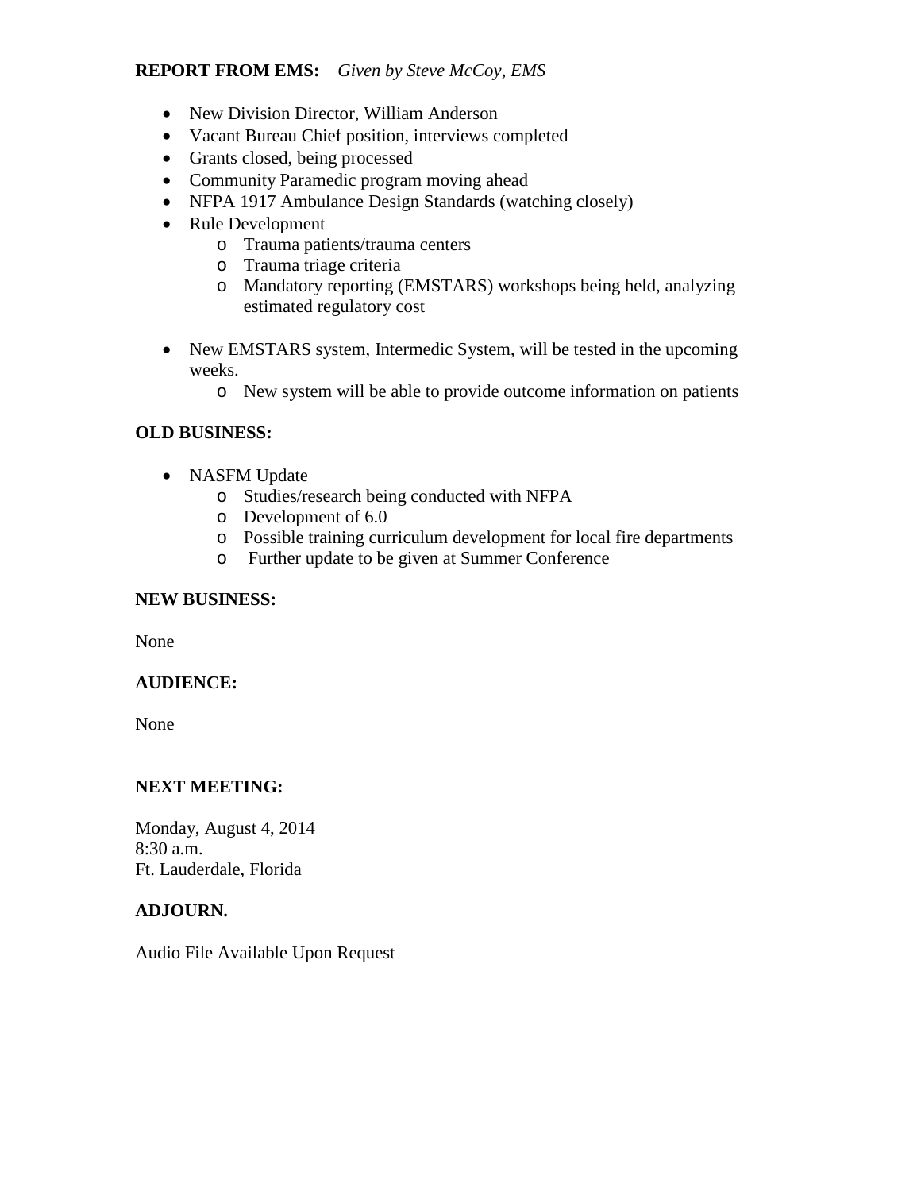**REPORT FROM EMS:** *Given by Steve McCoy, EMS*

- New Division Director, William Anderson
- Vacant Bureau Chief position, interviews completed
- Grants closed, being processed
- Community Paramedic program moving ahead
- NFPA 1917 Ambulance Design Standards (watching closely)
- Rule Development
  - Trauma patients/trauma centers
  - Trauma triage criteria
  - Mandatory reporting (EMSTARS) workshops being held, analyzing estimated regulatory cost
- New EMSTARS system, Intermedic System, will be tested in the upcoming weeks.
  - New system will be able to provide outcome information on patients

**OLD BUSINESS:**

- NASFM Update
  - Studies/research being conducted with NFPA
  - Development of 6.0
  - Possible training curriculum development for local fire departments
  - Further update to be given at Summer Conference

**NEW BUSINESS:**

None

**AUDIENCE:**

None

**NEXT MEETING:**

Monday, August 4, 2014
8:30 a.m.
Ft. Lauderdale, Florida

**ADJOURN.**

Audio File Available Upon Request